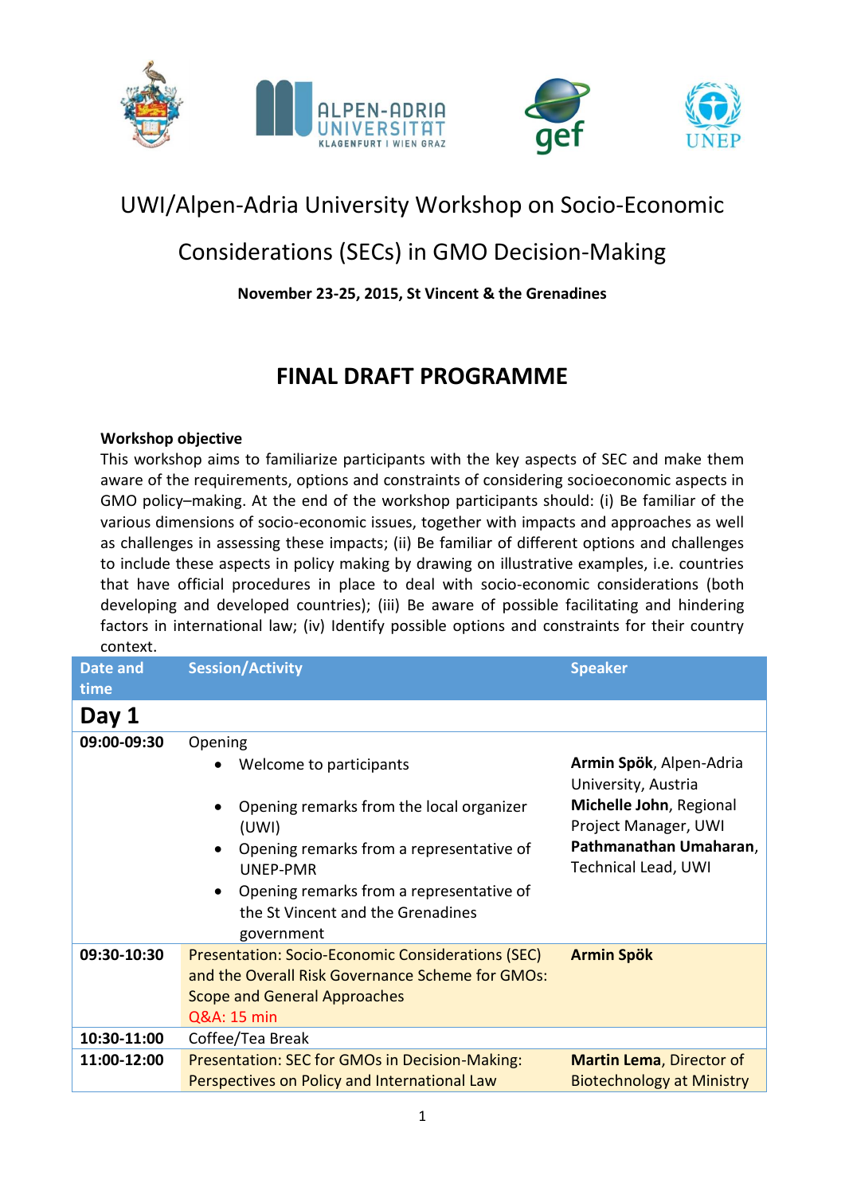# UWI/Alpen-Adria University Workshop on Socio-Economic Considerations (SECs) in GMO Decision-Making

**November 23-25, 2015, St Vincent & the Grenadines**

## FINAL DRAFT PROGRAMME

**Workshop objective**

This workshop aims to familiarize participants with the key aspects of SEC and make them aware of the requirements, options and constraints of considering socioeconomic aspects in GMO policy–making. At the end of the workshop participants should: (i) Be familiar of the various dimensions of socio-economic issues, together with impacts and approaches as well as challenges in assessing these impacts; (ii) Be familiar of different options and challenges to include these aspects in policy making by drawing on illustrative examples, i.e. countries that have official procedures in place to deal with socio-economic considerations (both developing and developed countries); (iii) Be aware of possible facilitating and hindering factors in international law; (iv) Identify possible options and constraints for their country context.

| Date and time | Session/Activity | Speaker |
|---|---|---|
| **Day 1** | | |
| **09:00-09:30** | Opening<br>• Welcome to participants<br>• Opening remarks from the local organizer (UWI)<br>• Opening remarks from a representative of UNEP-PMR<br>• Opening remarks from a representative of the St Vincent and the Grenadines government | **Armin Spök**, Alpen-Adria University, Austria<br>**Michelle John**, Regional Project Manager, UWI<br>**Pathmanathan Umaharan**, Technical Lead, UWI |
| **09:30-10:30** | Presentation: Socio-Economic Considerations (SEC) and the Overall Risk Governance Scheme for GMOs: Scope and General Approaches<br>Q&A: 15 min | **Armin Spök** |
| **10:30-11:00** | Coffee/Tea Break | |
| **11:00-12:00** | Presentation: SEC for GMOs in Decision-Making: Perspectives on Policy and International Law | **Martin Lema**, Director of Biotechnology at Ministry |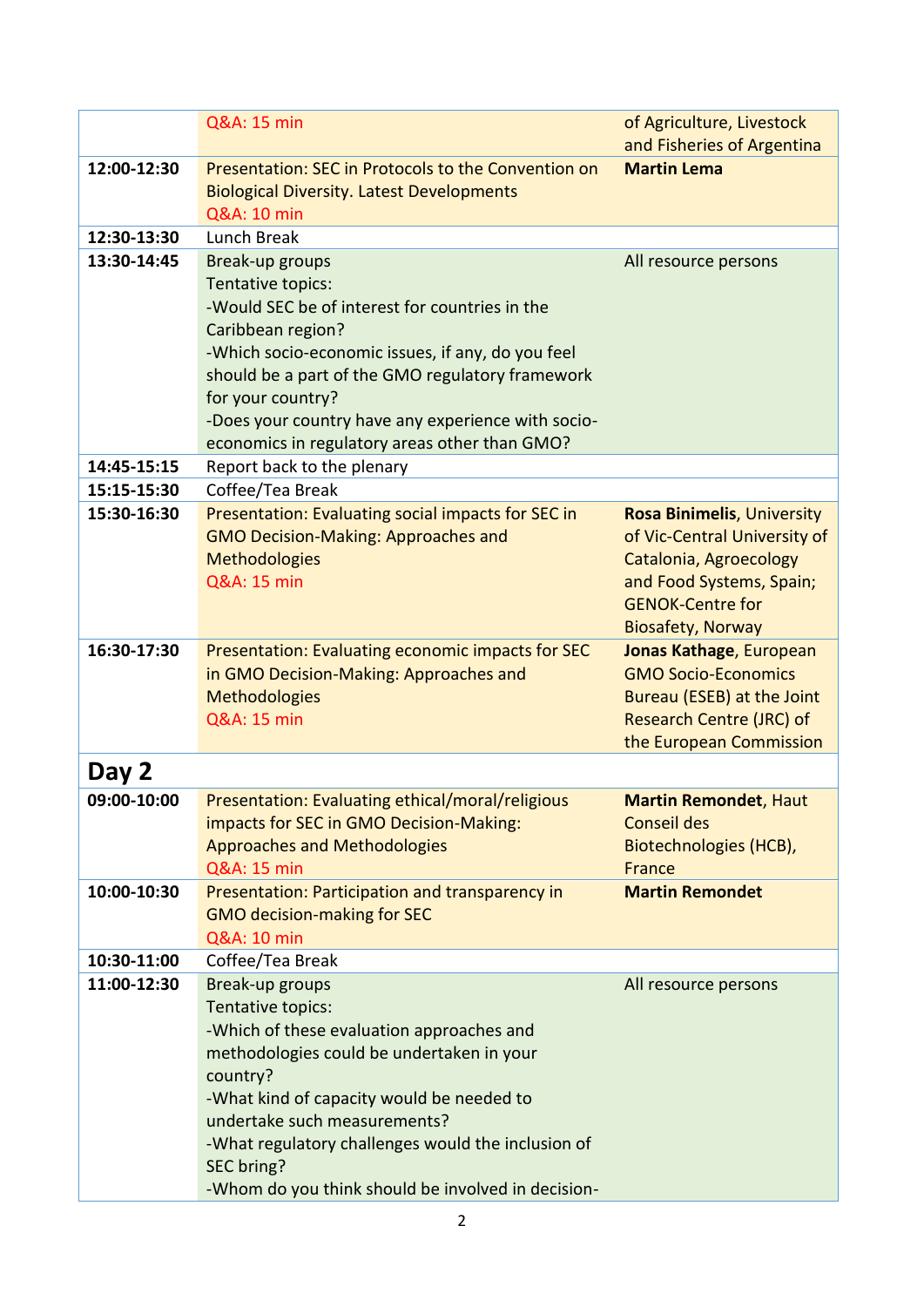| | | |
|---|---|---|
| | Q&A: 15 min | of Agriculture, Livestock and Fisheries of Argentina |
| **12:00-12:30** | Presentation: SEC in Protocols to the Convention on Biological Diversity. Latest Developments<br>Q&A: 10 min | **Martin Lema** |
| **12:30-13:30** | Lunch Break | |
| **13:30-14:45** | Break-up groups<br>Tentative topics:<br>-Would SEC be of interest for countries in the Caribbean region?<br>-Which socio-economic issues, if any, do you feel should be a part of the GMO regulatory framework for your country?<br>-Does your country have any experience with socio-economics in regulatory areas other than GMO? | All resource persons |
| **14:45-15:15** | Report back to the plenary | |
| **15:15-15:30** | Coffee/Tea Break | |
| **15:30-16:30** | Presentation: Evaluating social impacts for SEC in GMO Decision-Making: Approaches and Methodologies<br>Q&A: 15 min | **Rosa Binimelis**, University of Vic-Central University of Catalonia, Agroecology and Food Systems, Spain; GENOK-Centre for Biosafety, Norway |
| **16:30-17:30** | Presentation: Evaluating economic impacts for SEC in GMO Decision-Making: Approaches and Methodologies<br>Q&A: 15 min | **Jonas Kathage**, European GMO Socio-Economics Bureau (ESEB) at the Joint Research Centre (JRC) of the European Commission |
| **Day 2** | | |
| **09:00-10:00** | Presentation: Evaluating ethical/moral/religious impacts for SEC in GMO Decision-Making: Approaches and Methodologies<br>Q&A: 15 min | **Martin Remondet**, Haut Conseil des Biotechnologies (HCB), France |
| **10:00-10:30** | Presentation: Participation and transparency in GMO decision-making for SEC<br>Q&A: 10 min | **Martin Remondet** |
| **10:30-11:00** | Coffee/Tea Break | |
| **11:00-12:30** | Break-up groups<br>Tentative topics:<br>-Which of these evaluation approaches and methodologies could be undertaken in your country?<br>-What kind of capacity would be needed to undertake such measurements?<br>-What regulatory challenges would the inclusion of SEC bring?<br>-Whom do you think should be involved in decision- | All resource persons |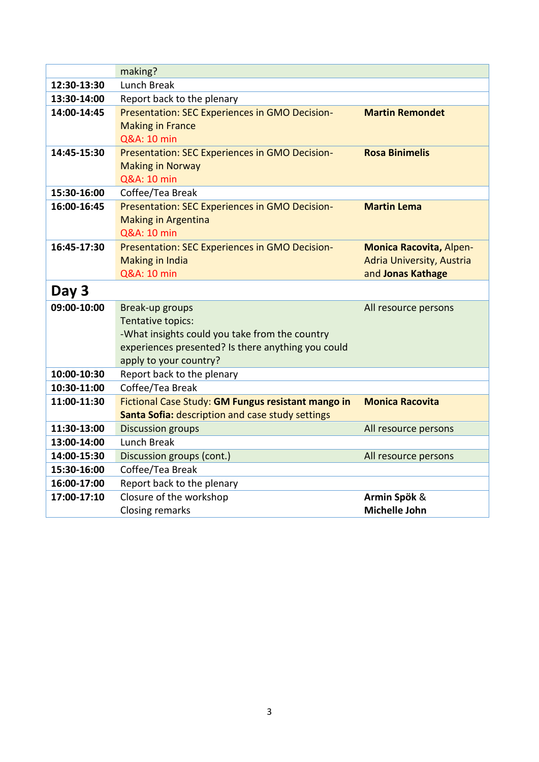| | | |
|---|---|---|
| | making? | |
| **12:30-13:30** | Lunch Break | |
| **13:30-14:00** | Report back to the plenary | |
| **14:00-14:45** | Presentation: SEC Experiences in GMO Decision-Making in France<br>Q&A: 10 min | **Martin Remondet** |
| **14:45-15:30** | Presentation: SEC Experiences in GMO Decision-Making in Norway<br>Q&A: 10 min | **Rosa Binimelis** |
| **15:30-16:00** | Coffee/Tea Break | |
| **16:00-16:45** | Presentation: SEC Experiences in GMO Decision-Making in Argentina<br>Q&A: 10 min | **Martin Lema** |
| **16:45-17:30** | Presentation: SEC Experiences in GMO Decision-Making in India<br>Q&A: 10 min | **Monica Racovita,** Alpen-Adria University, Austria and **Jonas Kathage** |
| **Day 3** | | |
| **09:00-10:00** | Break-up groups<br>Tentative topics:<br>-What insights could you take from the country experiences presented? Is there anything you could apply to your country? | All resource persons |
| **10:00-10:30** | Report back to the plenary | |
| **10:30-11:00** | Coffee/Tea Break | |
| **11:00-11:30** | Fictional Case Study: **GM Fungus resistant mango in Santa Sofia:** description and case study settings | **Monica Racovita** |
| **11:30-13:00** | Discussion groups | All resource persons |
| **13:00-14:00** | Lunch Break | |
| **14:00-15:30** | Discussion groups (cont.) | All resource persons |
| **15:30-16:00** | Coffee/Tea Break | |
| **16:00-17:00** | Report back to the plenary | |
| **17:00-17:10** | Closure of the workshop<br>Closing remarks | **Armin Spök** & **Michelle John** |